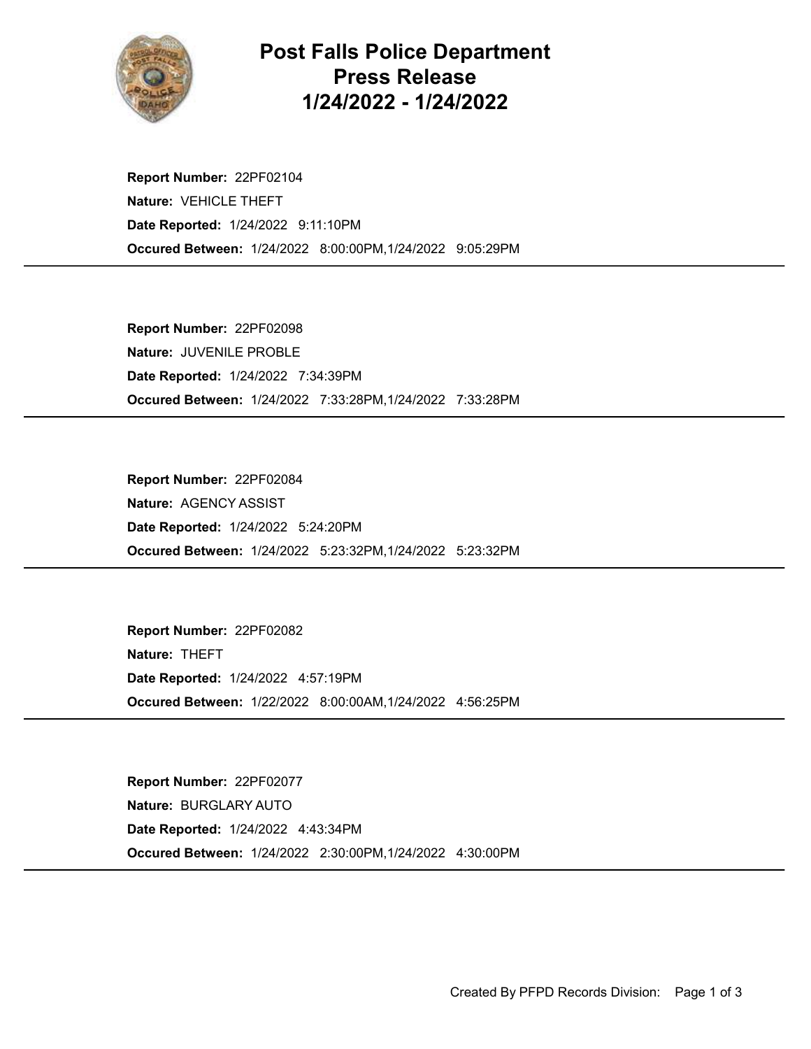# Post Falls Police Department
# Press Release
# 1/24/2022 - 1/24/2022

**Report Number:** 22PF02104
**Nature:** VEHICLE THEFT
**Date Reported:** 1/24/2022 9:11:10PM
**Occured Between:** 1/24/2022 8:00:00PM,1/24/2022 9:05:29PM

---

**Report Number:** 22PF02098
**Nature:** JUVENILE PROBLE
**Date Reported:** 1/24/2022 7:34:39PM
**Occured Between:** 1/24/2022 7:33:28PM,1/24/2022 7:33:28PM

---

**Report Number:** 22PF02084
**Nature:** AGENCY ASSIST
**Date Reported:** 1/24/2022 5:24:20PM
**Occured Between:** 1/24/2022 5:23:32PM,1/24/2022 5:23:32PM

---

**Report Number:** 22PF02082
**Nature:** THEFT
**Date Reported:** 1/24/2022 4:57:19PM
**Occured Between:** 1/22/2022 8:00:00AM,1/24/2022 4:56:25PM

---

**Report Number:** 22PF02077
**Nature:** BURGLARY AUTO
**Date Reported:** 1/24/2022 4:43:34PM
**Occured Between:** 1/24/2022 2:30:00PM,1/24/2022 4:30:00PM

---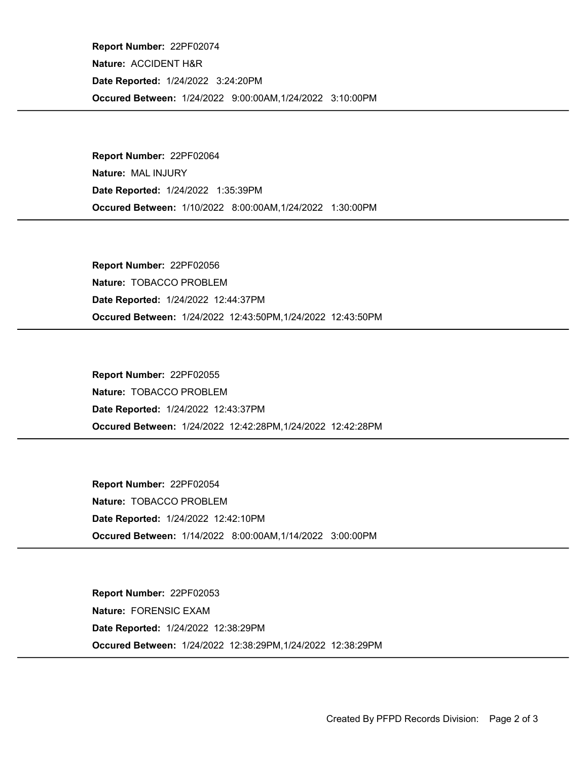**Report Number:** 22PF02074

**Nature:** ACCIDENT H&R

**Date Reported:** 1/24/2022 3:24:20PM

**Occured Between:** 1/24/2022 9:00:00AM,1/24/2022 3:10:00PM

---

**Report Number:** 22PF02064

**Nature:** MAL INJURY

**Date Reported:** 1/24/2022 1:35:39PM

**Occured Between:** 1/10/2022 8:00:00AM,1/24/2022 1:30:00PM

---

**Report Number:** 22PF02056

**Nature:** TOBACCO PROBLEM

**Date Reported:** 1/24/2022 12:44:37PM

**Occured Between:** 1/24/2022 12:43:50PM,1/24/2022 12:43:50PM

---

**Report Number:** 22PF02055

**Nature:** TOBACCO PROBLEM

**Date Reported:** 1/24/2022 12:43:37PM

**Occured Between:** 1/24/2022 12:42:28PM,1/24/2022 12:42:28PM

---

**Report Number:** 22PF02054

**Nature:** TOBACCO PROBLEM

**Date Reported:** 1/24/2022 12:42:10PM

**Occured Between:** 1/14/2022 8:00:00AM,1/14/2022 3:00:00PM

---

**Report Number:** 22PF02053

**Nature:** FORENSIC EXAM

**Date Reported:** 1/24/2022 12:38:29PM

**Occured Between:** 1/24/2022 12:38:29PM,1/24/2022 12:38:29PM

---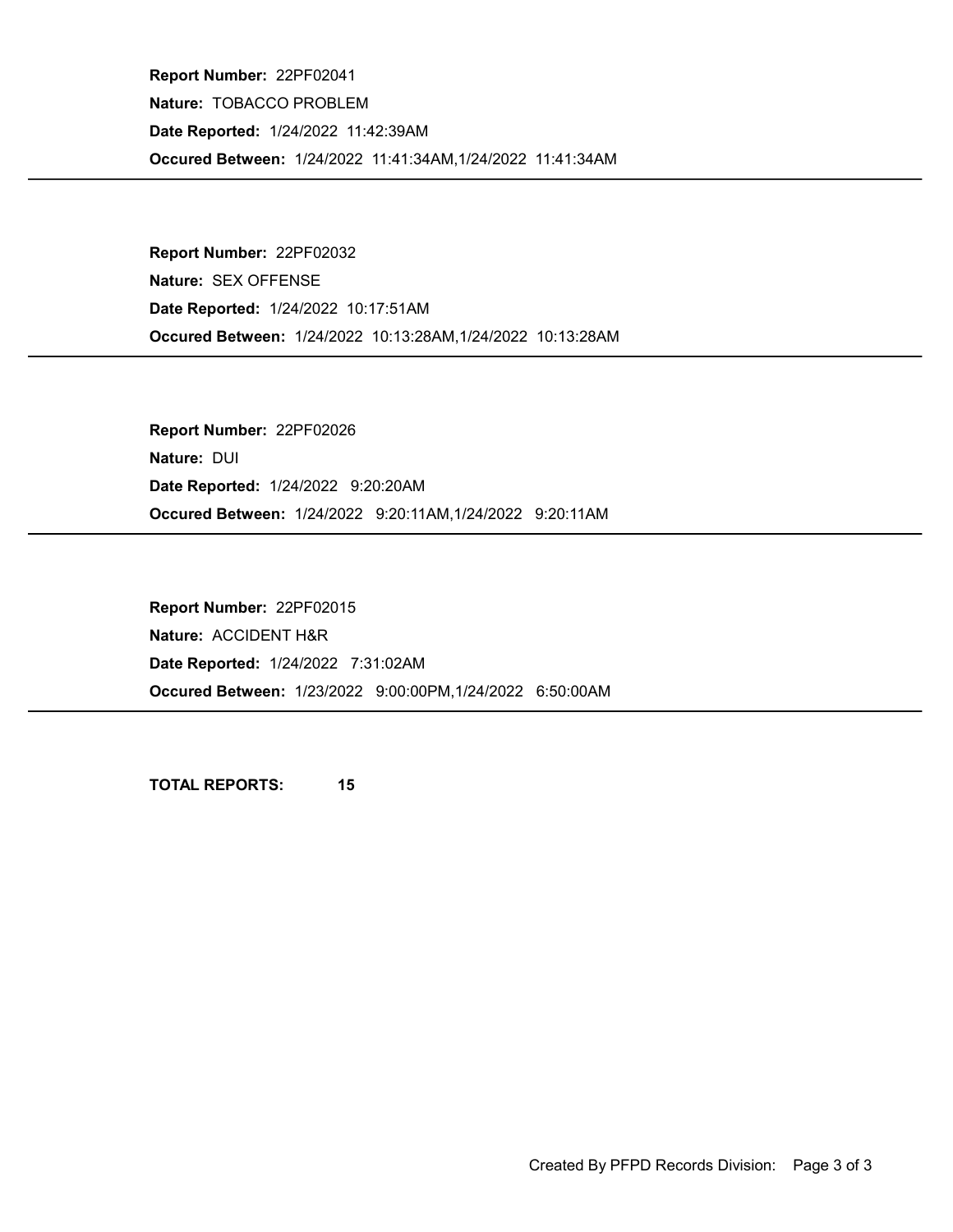**Report Number:** 22PF02041

**Nature:** TOBACCO PROBLEM

**Date Reported:** 1/24/2022 11:42:39AM

**Occured Between:** 1/24/2022 11:41:34AM,1/24/2022 11:41:34AM

---

**Report Number:** 22PF02032

**Nature:** SEX OFFENSE

**Date Reported:** 1/24/2022 10:17:51AM

**Occured Between:** 1/24/2022 10:13:28AM,1/24/2022 10:13:28AM

---

**Report Number:** 22PF02026

**Nature:** DUI

**Date Reported:** 1/24/2022 9:20:20AM

**Occured Between:** 1/24/2022 9:20:11AM,1/24/2022 9:20:11AM

---

**Report Number:** 22PF02015

**Nature:** ACCIDENT H&R

**Date Reported:** 1/24/2022 7:31:02AM

**Occured Between:** 1/23/2022 9:00:00PM,1/24/2022 6:50:00AM

---

**TOTAL REPORTS:** **15**